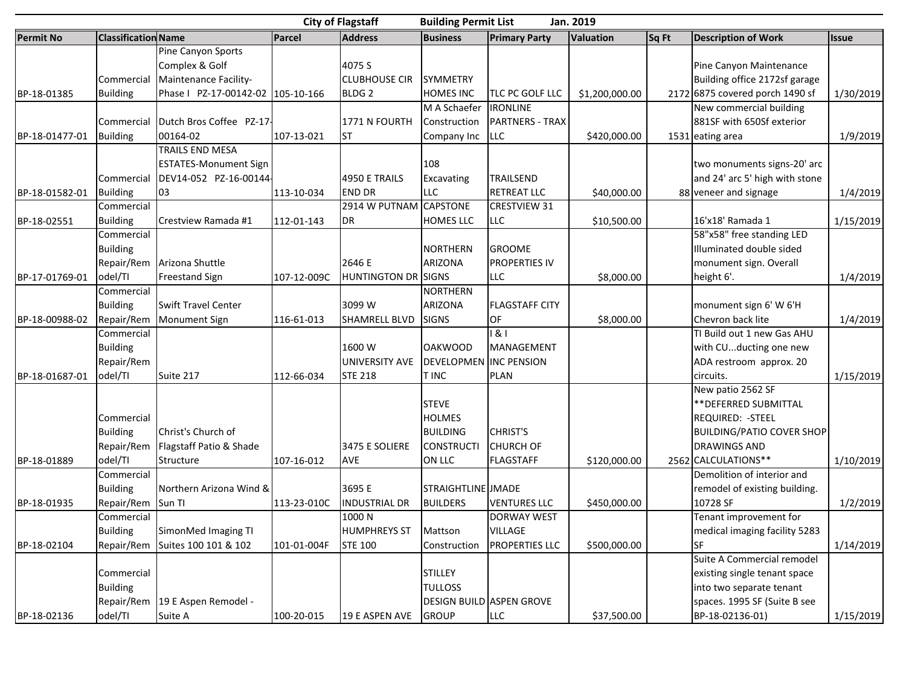City of Flagstaff Building Permit List Jan. 2019

| Permit No | Classification | Name | Parcel | Address | Business | Primary Party | Valuation | Sq Ft | Description of Work | Issue |
|---|---|---|---|---|---|---|---|---|---|---|
| BP-18-01385 | Commercial Building | Pine Canyon Sports Complex & Golf Maintenance Facility-Phase I PZ-17-00142-02 | 105-10-166 | 4075 S CLUBHOUSE CIR BLDG 2 | SYMMETRY HOMES INC | TLC PC GOLF LLC | $1,200,000.00 | 2172 | Pine Canyon Maintenance Building office 2172sf garage 6875 covered porch 1490 sf | 1/30/2019 |
| BP-18-01477-01 | Commercial Building | Dutch Bros Coffee PZ-17-00164-02 | 107-13-021 | 1771 N FOURTH ST | M A Schaefer Construction Company Inc | IRONLINE PARTNERS - TRAX LLC | $420,000.00 | 1531 | New commercial building 881SF with 650Sf exterior eating area | 1/9/2019 |
| BP-18-01582-01 | Commercial Building | TRAILS END MESA ESTATES-Monument Sign DEV14-052 PZ-16-00144-03 | 113-10-034 | 4950 E TRAILS END DR | 108 Excavating LLC | TRAILSEND RETREAT LLC | $40,000.00 | 88 | two monuments signs-20' arc and 24' arc 5' high with stone veneer and signage | 1/4/2019 |
| BP-18-02551 | Commercial Building | Crestview Ramada #1 | 112-01-143 | 2914 W PUTNAM DR | CAPSTONE HOMES LLC | CRESTVIEW 31 LLC | $10,500.00 | | 16'x18' Ramada 1 | 1/15/2019 |
| BP-17-01769-01 | Commercial Building Repair/Remodel/TI | Arizona Shuttle Freestand Sign | 107-12-009C | 2646 E HUNTINGTON DR | NORTHERN ARIZONA SIGNS | GROOME PROPERTIES IV LLC | $8,000.00 | | 58"x58" free standing LED Illuminated double sided monument sign. Overall height 6'. | 1/4/2019 |
| BP-18-00988-02 | Commercial Building Repair/Rem | Swift Travel Center Monument Sign | 116-61-013 | 3099 W SHAMRELL BLVD | NORTHERN ARIZONA SIGNS | FLAGSTAFF CITY OF | $8,000.00 | | monument sign 6' W 6'H Chevron back lite | 1/4/2019 |
| BP-18-01687-01 | Commercial Building Repair/Remodel/TI | Suite 217 | 112-66-034 | 1600 W UNIVERSITY AVE STE 218 | OAKWOOD DEVELOPMENT INC | I & I MANAGEMENT INC PENSION PLAN | | | TI Build out 1 new Gas AHU with CU...ducting one new ADA restroom approx. 20 circuits. | 1/15/2019 |
| BP-18-01889 | Commercial Building Repair/Remodel/TI | Christ's Church of Flagstaff Patio & Shade Structure | 107-16-012 | 3475 E SOLIERE AVE | STEVE HOLMES BUILDING CONSTRUCTION LLC | CHRIST'S CHURCH OF FLAGSTAFF | $120,000.00 | 2562 | New patio 2562 SF **DEFERRED SUBMITTAL REQUIRED: -STEEL BUILDING/PATIO COVER SHOP DRAWINGS AND CALCULATIONS** | 1/10/2019 |
| BP-18-01935 | Commercial Building Repair/Rem | Northern Arizona Wind & Sun TI | 113-23-010C | 3695 E INDUSTRIAL DR | STRAIGHTLINE BUILDERS | JMADE VENTURES LLC | $450,000.00 | | Demolition of interior and remodel of existing building. 10728 SF | 1/2/2019 |
| BP-18-02104 | Commercial Building Repair/Rem | SimonMed Imaging TI Suites 100 101 & 102 | 101-01-004F | 1000 N HUMPHREYS ST STE 100 | Mattson Construction | DORWAY WEST VILLAGE PROPERTIES LLC | $500,000.00 | | Tenant improvement for medical imaging facility 5283 SF | 1/14/2019 |
| BP-18-02136 | Commercial Building Repair/Remodel/TI | 19 E Aspen Remodel - Suite A | 100-20-015 | 19 E ASPEN AVE | STILLEY TULLOSS DESIGN BUILD GROUP | ASPEN GROVE LLC | $37,500.00 | | Suite A Commercial remodel existing single tenant space into two separate tenant spaces. 1995 SF (Suite B see BP-18-02136-01) | 1/15/2019 |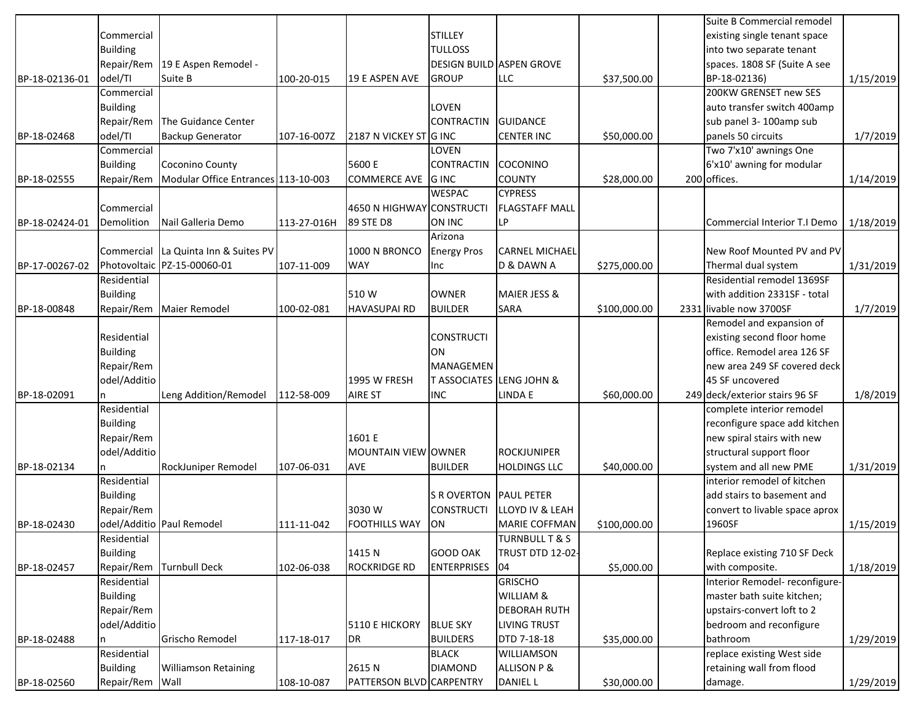| | | | | | | | | | | |
|---|---|---|---|---|---|---|---|---|---|---|
| BP-18-02136-01 | Commercial Building Repair/Remodel/TI | 19 E Aspen Remodel - Suite B | 100-20-015 | 19 E ASPEN AVE | STILLEY TULLOSS DESIGN BUILD GROUP | ASPEN GROVE LLC | $37,500.00 | | Suite B Commercial remodel existing single tenant space into two separate tenant spaces. 1808 SF (Suite A see BP-18-02136) | 1/15/2019 |
| BP-18-02468 | Commercial Building Repair/Remodel/TI | The Guidance Center Backup Generator | 107-16-007Z | 2187 N VICKEY ST | LOVEN CONTRACTING INC | GUIDANCE CENTER INC | $50,000.00 | | 200KW GRENSET new SES auto transfer switch 400amp sub panel 3- 100amp sub panels 50 circuits | 1/7/2019 |
| BP-18-02555 | Commercial Building Repair/Rem | Coconino County Modular Office Entrances | 113-10-003 | 5600 E COMMERCE AVE | LOVEN CONTRACTING INC | COCONINO COUNTY | $28,000.00 | 200 | Two 7'x10' awnings One 6'x10' awning for modular offices. | 1/14/2019 |
| BP-18-02424-01 | Commercial Demolition | Nail Galleria Demo | 113-27-016H | 4650 N HIGHWAY 89 STE D8 | WESPAC CONSTRUCTION INC | CYPRESS FLAGSTAFF MALL LP | | | Commercial Interior T.I Demo | 1/18/2019 |
| BP-17-00267-02 | Commercial Photovoltaic | La Quinta Inn & Suites PV PZ-15-00060-01 | 107-11-009 | 1000 N BRONCO WAY | Arizona Energy Pros Inc | CARNEL MICHAEL D & DAWN A | $275,000.00 | | New Roof Mounted PV and PV Thermal dual system | 1/31/2019 |
| BP-18-00848 | Residential Building Repair/Rem | Maier Remodel | 100-02-081 | 510 W HAVASUPAI RD | OWNER BUILDER | MAIER JESS & SARA | $100,000.00 | 2331 | Residential remodel 1369SF with addition 2331SF - total livable now 3700SF | 1/7/2019 |
| BP-18-02091 | Residential Building Repair/Remodel/Addition | Leng Addition/Remodel | 112-58-009 | 1995 W FRESH AIRE ST | CONSTRUCTION MANAGEMENT ASSOCIATES INC | LENG JOHN & LINDA E | $60,000.00 | 249 | Remodel and expansion of existing second floor home office. Remodel area 126 SF new area 249 SF covered deck 45 SF uncovered deck/exterior stairs 96 SF | 1/8/2019 |
| BP-18-02134 | Residential Building Repair/Remodel/Addition | RockJuniper Remodel | 107-06-031 | 1601 E MOUNTAIN VIEW AVE | OWNER BUILDER | ROCKJUNIPER HOLDINGS LLC | $40,000.00 | | complete interior remodel reconfigure space add kitchen new spiral stairs with new structural support floor system and all new PME | 1/31/2019 |
| BP-18-02430 | Residential Building Repair/Remodel/Additio | Paul Remodel | 111-11-042 | 3030 W FOOTHILLS WAY | S R OVERTON CONSTRUCTION | PAUL PETER LLOYD IV & LEAH MARIE COFFMAN | $100,000.00 | | interior remodel of kitchen add stairs to basement and convert to livable space aprox 1960SF | 1/15/2019 |
| BP-18-02457 | Residential Building Repair/Rem | Turnbull Deck | 102-06-038 | 1415 N ROCKRIDGE RD | GOOD OAK ENTERPRISES | TURNBULL T & S TRUST DTD 12-02-04 | $5,000.00 | | Replace existing 710 SF Deck with composite. | 1/18/2019 |
| BP-18-02488 | Residential Building Repair/Remodel/Addition | Grischo Remodel | 117-18-017 | 5110 E HICKORY DR | BLUE SKY BUILDERS | GRISCHO WILLIAM & DEBORAH RUTH LIVING TRUST DTD 7-18-18 | $35,000.00 | | Interior Remodel- reconfigure- master bath suite kitchen; upstairs-convert loft to 2 bedroom and reconfigure bathroom | 1/29/2019 |
| BP-18-02560 | Residential Building Repair/Rem | Williamson Retaining Wall | 108-10-087 | 2615 N PATTERSON BLVD | BLACK DIAMOND CARPENTRY | WILLIAMSON ALLISON P & DANIEL L | $30,000.00 | | replace existing West side retaining wall from flood damage. | 1/29/2019 |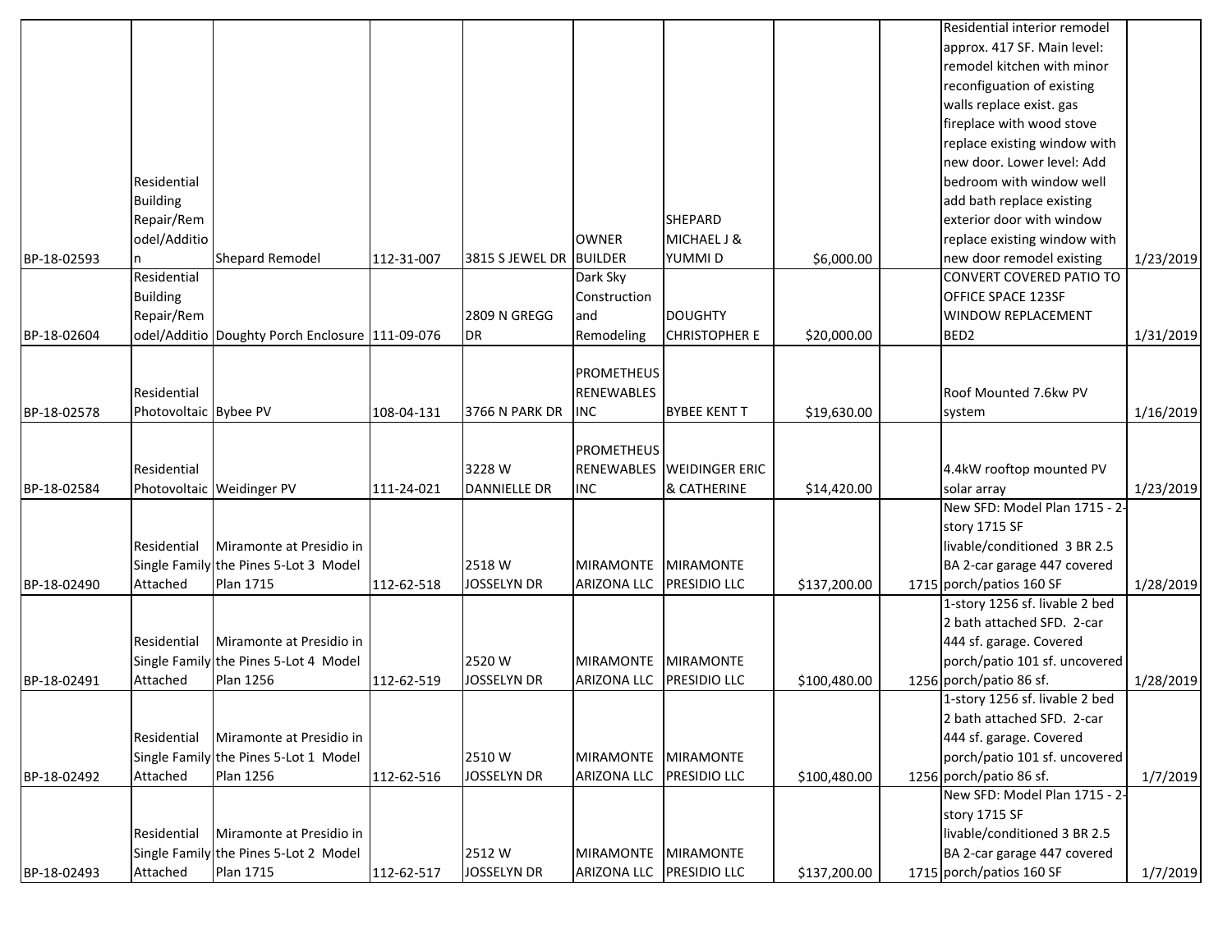| | | | | | | | | | | |
|---|---|---|---|---|---|---|---|---|---|---|
| BP-18-02593 | Residential Building Repair/Remodel/Addition | Shepard Remodel | 112-31-007 | 3815 S JEWEL DR | OWNER BUILDER | SHEPARD MICHAEL J & YUMMI D | $6,000.00 | | Residential interior remodel approx. 417 SF. Main level: remodel kitchen with minor reconfiguation of existing walls replace exist. gas fireplace with wood stove replace existing window with new door. Lower level: Add bedroom with window well add bath replace existing exterior door with window replace existing window with new door remodel existing | 1/23/2019 |
| BP-18-02604 | Residential Building Repair/Remodel/Additio | Doughty Porch Enclosure | 111-09-076 | 2809 N GREGG DR | Dark Sky Construction and Remodeling | DOUGHTY CHRISTOPHER E | $20,000.00 | | CONVERT COVERED PATIO TO OFFICE SPACE 123SF WINDOW REPLACEMENT BED2 | 1/31/2019 |
| BP-18-02578 | Residential Photovoltaic | Bybee PV | 108-04-131 | 3766 N PARK DR | PROMETHEUS RENEWABLES INC | BYBEE KENT T | $19,630.00 | | Roof Mounted 7.6kw PV system | 1/16/2019 |
| BP-18-02584 | Residential Photovoltaic | Weidinger PV | 111-24-021 | 3228 W DANNIELLE DR | PROMETHEUS RENEWABLES INC | WEIDINGER ERIC & CATHERINE | $14,420.00 | | 4.4kW rooftop mounted PV solar array | 1/23/2019 |
| BP-18-02490 | Residential Single Family Attached | Miramonte at Presidio in the Pines 5-Lot 3 Model Plan 1715 | 112-62-518 | 2518 W JOSSELYN DR | MIRAMONTE ARIZONA LLC | MIRAMONTE PRESIDIO LLC | $137,200.00 | 1715 | New SFD: Model Plan 1715 - 2-story 1715 SF livable/conditioned 3 BR 2.5 BA 2-car garage 447 covered porch/patios 160 SF | 1/28/2019 |
| BP-18-02491 | Residential Single Family Attached | Miramonte at Presidio in the Pines 5-Lot 4 Model Plan 1256 | 112-62-519 | 2520 W JOSSELYN DR | MIRAMONTE ARIZONA LLC | MIRAMONTE PRESIDIO LLC | $100,480.00 | 1256 | 1-story 1256 sf. livable 2 bed 2 bath attached SFD. 2-car 444 sf. garage. Covered porch/patio 101 sf. uncovered porch/patio 86 sf. | 1/28/2019 |
| BP-18-02492 | Residential Single Family Attached | Miramonte at Presidio in the Pines 5-Lot 1 Model Plan 1256 | 112-62-516 | 2510 W JOSSELYN DR | MIRAMONTE ARIZONA LLC | MIRAMONTE PRESIDIO LLC | $100,480.00 | 1256 | 1-story 1256 sf. livable 2 bed 2 bath attached SFD. 2-car 444 sf. garage. Covered porch/patio 101 sf. uncovered porch/patio 86 sf. | 1/7/2019 |
| BP-18-02493 | Residential Single Family Attached | Miramonte at Presidio in the Pines 5-Lot 2 Model Plan 1715 | 112-62-517 | 2512 W JOSSELYN DR | MIRAMONTE ARIZONA LLC | MIRAMONTE PRESIDIO LLC | $137,200.00 | 1715 | New SFD: Model Plan 1715 - 2-story 1715 SF livable/conditioned 3 BR 2.5 BA 2-car garage 447 covered porch/patios 160 SF | 1/7/2019 |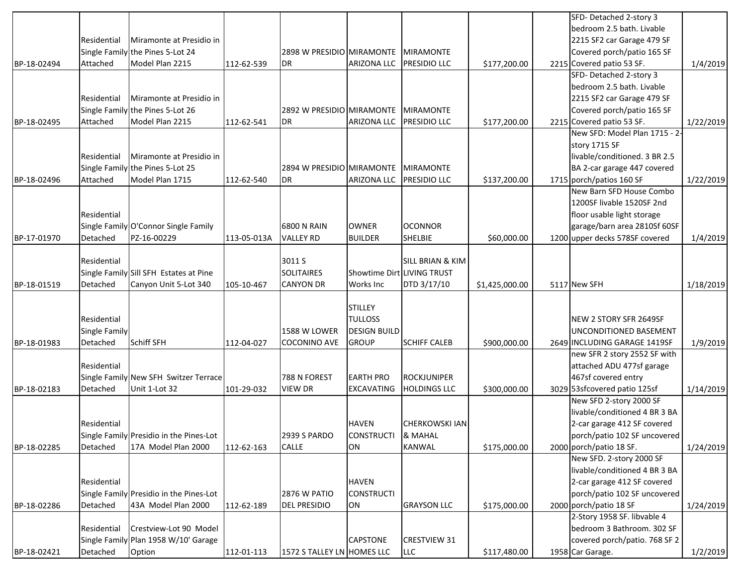| | | | | | | | | | | |
|---|---|---|---|---|---|---|---|---|---|---|
| BP-18-02494 | Residential Single Family Attached | Miramonte at Presidio in the Pines 5-Lot 24 Model Plan 2215 | 112-62-539 | 2898 W PRESIDIO DR | MIRAMONTE ARIZONA LLC | MIRAMONTE PRESIDIO LLC | $177,200.00 | 2215 | SFD- Detached 2-story 3 bedroom 2.5 bath. Livable 2215 SF2 car Garage 479 SF Covered porch/patio 165 SF Covered patio 53 SF. | 1/4/2019 |
| BP-18-02495 | Residential Single Family Attached | Miramonte at Presidio in the Pines 5-Lot 26 Model Plan 2215 | 112-62-541 | 2892 W PRESIDIO DR | MIRAMONTE ARIZONA LLC | MIRAMONTE PRESIDIO LLC | $177,200.00 | 2215 | SFD- Detached 2-story 3 bedroom 2.5 bath. Livable 2215 SF2 car Garage 479 SF Covered porch/patio 165 SF Covered patio 53 SF. | 1/22/2019 |
| BP-18-02496 | Residential Single Family Attached | Miramonte at Presidio in the Pines 5-Lot 25 Model Plan 1715 | 112-62-540 | 2894 W PRESIDIO DR | MIRAMONTE ARIZONA LLC | MIRAMONTE PRESIDIO LLC | $137,200.00 | 1715 | New SFD: Model Plan 1715 - 2-story 1715 SF livable/conditioned. 3 BR 2.5 BA 2-car garage 447 covered porch/patios 160 SF | 1/22/2019 |
| BP-17-01970 | Residential Single Family Detached | O'Connor Single Family PZ-16-00229 | 113-05-013A | 6800 N RAIN VALLEY RD | OWNER BUILDER | OCONNOR SHELBIE | $60,000.00 | 1200 | New Barn SFD House Combo 1200SF livable 1520SF 2nd floor usable light storage garage/barn area 2810Sf 60SF upper decks 578SF covered | 1/4/2019 |
| BP-18-01519 | Residential Single Family Detached | Sill SFH Estates at Pine Canyon Unit 5-Lot 340 | 105-10-467 | 3011 S SOLITAIRES CANYON DR | Showtime Dirt Works Inc | SILL BRIAN & KIM LIVING TRUST DTD 3/17/10 | $1,425,000.00 | 5117 | New SFH | 1/18/2019 |
| BP-18-01983 | Residential Single Family Detached | Schiff SFH | 112-04-027 | 1588 W LOWER COCONINO AVE | STILLEY TULLOSS DESIGN BUILD GROUP | SCHIFF CALEB | $900,000.00 | 2649 | NEW 2 STORY SFR 2649SF UNCONDITIONED BASEMENT INCLUDING GARAGE 1419SF | 1/9/2019 |
| BP-18-02183 | Residential Single Family Detached | New SFH Switzer Terrace Unit 1-Lot 32 | 101-29-032 | 788 N FOREST VIEW DR | EARTH PRO EXCAVATING | ROCKJUNIPER HOLDINGS LLC | $300,000.00 | 3029 | new SFR 2 story 2552 SF with attached ADU 477sf garage 467sf covered entry 53sfcovered patio 125sf | 1/14/2019 |
| BP-18-02285 | Residential Single Family Detached | Presidio in the Pines-Lot 17A Model Plan 2000 | 112-62-163 | 2939 S PARDO CALLE | HAVEN CONSTRUCTION | CHERKOWSKI IAN & MAHAL KANWAL | $175,000.00 | 2000 | New SFD 2-story 2000 SF livable/conditioned 4 BR 3 BA 2-car garage 412 SF covered porch/patio 102 SF uncovered porch/patio 18 SF. | 1/24/2019 |
| BP-18-02286 | Residential Single Family Detached | Presidio in the Pines-Lot 43A Model Plan 2000 | 112-62-189 | 2876 W PATIO DEL PRESIDIO | HAVEN CONSTRUCTION | GRAYSON LLC | $175,000.00 | 2000 | New SFD. 2-story 2000 SF livable/conditioned 4 BR 3 BA 2-car garage 412 SF covered porch/patio 102 SF uncovered porch/patio 18 SF | 1/24/2019 |
| BP-18-02421 | Residential Single Family Detached | Crestview-Lot 90 Model Plan 1958 W/10' Garage Option | 112-01-113 | 1572 S TALLEY LN | CAPSTONE HOMES LLC | CRESTVIEW 31 LLC | $117,480.00 | 1958 | 2-Story 1958 SF. libvable 4 bedroom 3 Bathroom. 302 SF covered porch/patio. 768 SF 2 Car Garage. | 1/2/2019 |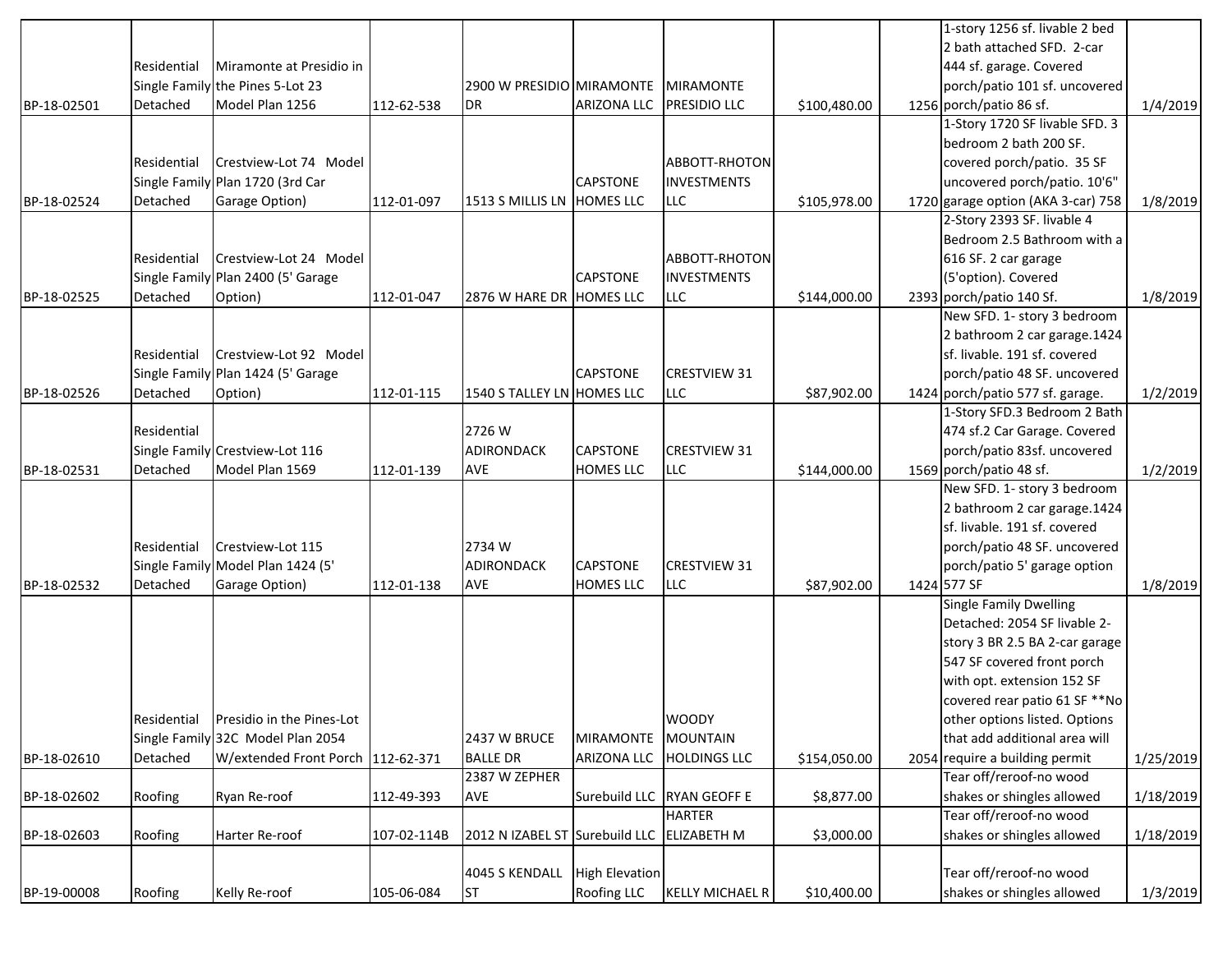| | | | | | | | | | | |
|---|---|---|---|---|---|---|---|---|---|---|
| BP-18-02501 | Residential Single Family Detached | Miramonte at Presidio in the Pines 5-Lot 23 Model Plan 1256 | 112-62-538 | 2900 W PRESIDIO DR | MIRAMONTE ARIZONA LLC | MIRAMONTE PRESIDIO LLC | $100,480.00 | 1256 | 1-story 1256 sf. livable 2 bed 2 bath attached SFD. 2-car 444 sf. garage. Covered porch/patio 101 sf. uncovered porch/patio 86 sf. | 1/4/2019 |
| BP-18-02524 | Residential Single Family Detached | Crestview-Lot 74 Model Plan 1720 (3rd Car Garage Option) | 112-01-097 | 1513 S MILLIS LN | CAPSTONE HOMES LLC | ABBOTT-RHOTON INVESTMENTS LLC | $105,978.00 | 1720 | 1-Story 1720 SF livable SFD. 3 bedroom 2 bath 200 SF. covered porch/patio. 35 SF uncovered porch/patio. 10'6" garage option (AKA 3-car) 758 | 1/8/2019 |
| BP-18-02525 | Residential Single Family Detached | Crestview-Lot 24 Model Plan 2400 (5' Garage Option) | 112-01-047 | 2876 W HARE DR | CAPSTONE HOMES LLC | ABBOTT-RHOTON INVESTMENTS LLC | $144,000.00 | 2393 | 2-Story 2393 SF. livable 4 Bedroom 2.5 Bathroom with a 616 SF. 2 car garage (5'option). Covered porch/patio 140 Sf. | 1/8/2019 |
| BP-18-02526 | Residential Single Family Detached | Crestview-Lot 92 Model Plan 1424 (5' Garage Option) | 112-01-115 | 1540 S TALLEY LN | CAPSTONE HOMES LLC | CRESTVIEW 31 LLC | $87,902.00 | 1424 | New SFD. 1- story 3 bedroom 2 bathroom 2 car garage.1424 sf. livable. 191 sf. covered porch/patio 48 SF. uncovered porch/patio 577 sf. garage. | 1/2/2019 |
| BP-18-02531 | Residential Single Family Detached | Crestview-Lot 116 Model Plan 1569 | 112-01-139 | 2726 W ADIRONDACK AVE | CAPSTONE HOMES LLC | CRESTVIEW 31 LLC | $144,000.00 | 1569 | 1-Story SFD.3 Bedroom 2 Bath 474 sf.2 Car Garage. Covered porch/patio 83sf. uncovered porch/patio 48 sf. | 1/2/2019 |
| BP-18-02532 | Residential Single Family Detached | Crestview-Lot 115 Model Plan 1424 (5' Garage Option) | 112-01-138 | 2734 W ADIRONDACK AVE | CAPSTONE HOMES LLC | CRESTVIEW 31 LLC | $87,902.00 | 1424 | New SFD. 1- story 3 bedroom 2 bathroom 2 car garage.1424 sf. livable. 191 sf. covered porch/patio 48 SF. uncovered porch/patio 5' garage option 577 SF | 1/8/2019 |
| BP-18-02610 | Residential Single Family Detached | Presidio in the Pines-Lot 32C Model Plan 2054 W/extended Front Porch | 112-62-371 | 2437 W BRUCE BALLE DR | MIRAMONTE ARIZONA LLC | WOODY MOUNTAIN HOLDINGS LLC | $154,050.00 | 2054 | Single Family Dwelling Detached: 2054 SF livable 2-story 3 BR 2.5 BA 2-car garage 547 SF covered front porch with opt. extension 152 SF covered rear patio 61 SF **No other options listed. Options that add additional area will require a building permit | 1/25/2019 |
| BP-18-02602 | Roofing | Ryan Re-roof | 112-49-393 | 2387 W ZEPHER AVE | Surebuild LLC | RYAN GEOFF E | $8,877.00 | | Tear off/reroof-no wood shakes or shingles allowed | 1/18/2019 |
| BP-18-02603 | Roofing | Harter Re-roof | 107-02-114B | 2012 N IZABEL ST | Surebuild LLC | HARTER ELIZABETH M | $3,000.00 | | Tear off/reroof-no wood shakes or shingles allowed | 1/18/2019 |
| BP-19-00008 | Roofing | Kelly Re-roof | 105-06-084 | 4045 S KENDALL ST | High Elevation Roofing LLC | KELLY MICHAEL R | $10,400.00 | | Tear off/reroof-no wood shakes or shingles allowed | 1/3/2019 |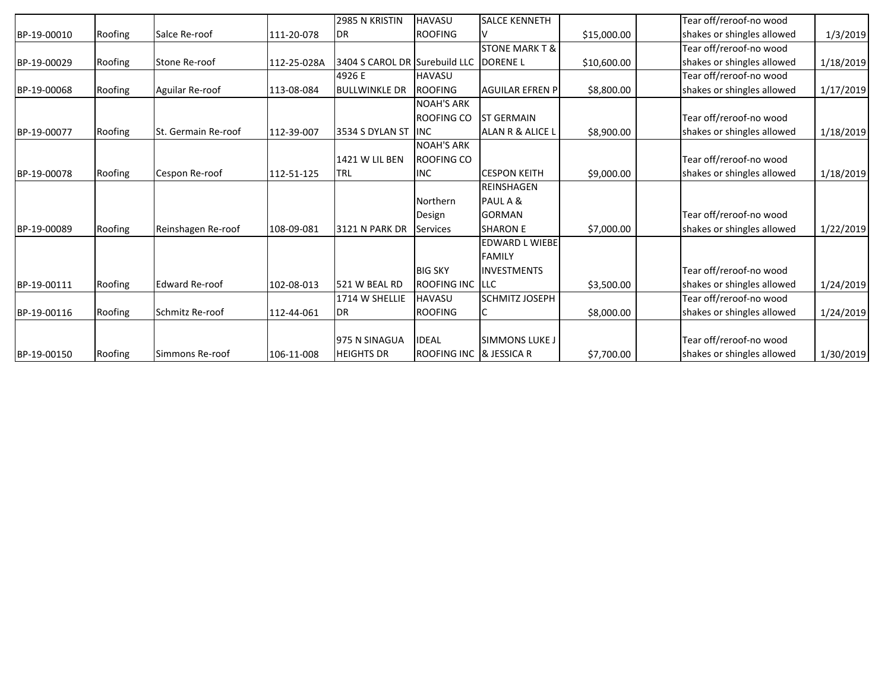| | | | | | | | | | | |
|---|---|---|---|---|---|---|---|---|---|---|
| BP-19-00010 | Roofing | Salce Re-roof | 111-20-078 | 2985 N KRISTIN DR | HAVASU ROOFING | SALCE KENNETH V | $15,000.00 | | Tear off/reroof-no wood shakes or shingles allowed | 1/3/2019 |
| BP-19-00029 | Roofing | Stone Re-roof | 112-25-028A | 3404 S CAROL DR | Surebuild LLC | STONE MARK T & DORENE L | $10,600.00 | | Tear off/reroof-no wood shakes or shingles allowed | 1/18/2019 |
| BP-19-00068 | Roofing | Aguilar Re-roof | 113-08-084 | 4926 E BULLWINKLE DR | HAVASU ROOFING | AGUILAR EFREN P | $8,800.00 | | Tear off/reroof-no wood shakes or shingles allowed | 1/17/2019 |
| BP-19-00077 | Roofing | St. Germain Re-roof | 112-39-007 | 3534 S DYLAN ST | NOAH'S ARK ROOFING CO INC | ST GERMAIN ALAN R & ALICE L | $8,900.00 | | Tear off/reroof-no wood shakes or shingles allowed | 1/18/2019 |
| BP-19-00078 | Roofing | Cespon Re-roof | 112-51-125 | 1421 W LIL BEN TRL | NOAH'S ARK ROOFING CO INC | CESPON KEITH | $9,000.00 | | Tear off/reroof-no wood shakes or shingles allowed | 1/18/2019 |
| BP-19-00089 | Roofing | Reinshagen Re-roof | 108-09-081 | 3121 N PARK DR | Northern Design Services | REINSHAGEN PAUL A & GORMAN SHARON E | $7,000.00 | | Tear off/reroof-no wood shakes or shingles allowed | 1/22/2019 |
| BP-19-00111 | Roofing | Edward Re-roof | 102-08-013 | 521 W BEAL RD | BIG SKY ROOFING INC | EDWARD L WIEBE FAMILY INVESTMENTS LLC | $3,500.00 | | Tear off/reroof-no wood shakes or shingles allowed | 1/24/2019 |
| BP-19-00116 | Roofing | Schmitz Re-roof | 112-44-061 | 1714 W SHELLIE DR | HAVASU ROOFING | SCHMITZ JOSEPH C | $8,000.00 | | Tear off/reroof-no wood shakes or shingles allowed | 1/24/2019 |
| BP-19-00150 | Roofing | Simmons Re-roof | 106-11-008 | 975 N SINAGUA HEIGHTS DR | IDEAL ROOFING INC | SIMMONS LUKE J & JESSICA R | $7,700.00 | | Tear off/reroof-no wood shakes or shingles allowed | 1/30/2019 |